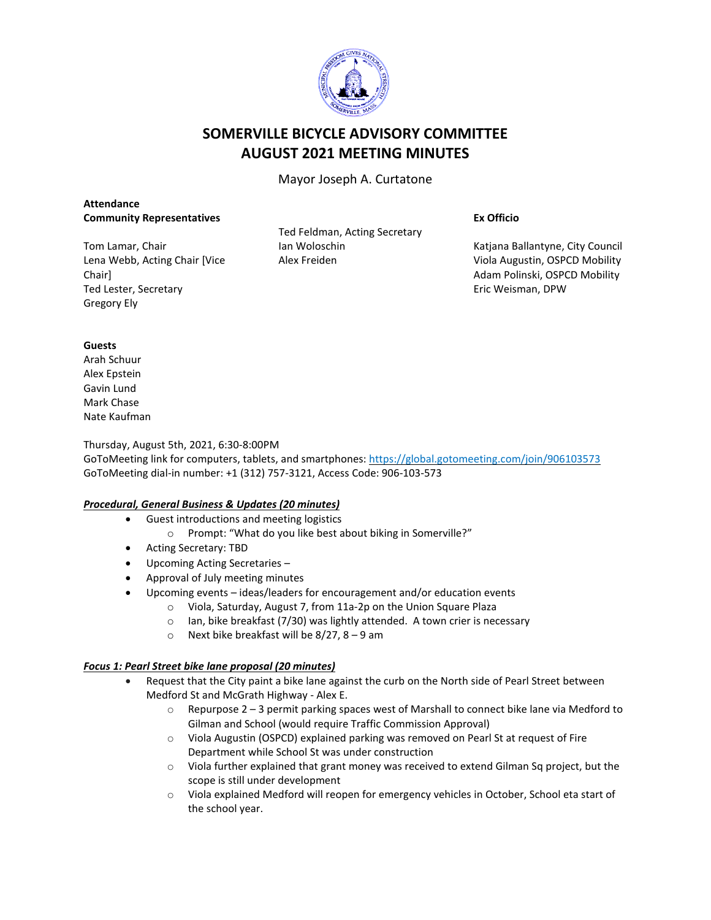# SOMERVILLE BICYCLE ADVISORY COMMITTEE
# AUGUST 2021 MEETING MINUTES

Mayor Joseph A. Curtatone

**Attendance**

**Community Representatives**

Tom Lamar, Chair
Lena Webb, Acting Chair [Vice Chair]
Ted Lester, Secretary
Gregory Ely
Ted Feldman, Acting Secretary
Ian Woloschin
Alex Freiden

**Ex Officio**

Katjana Ballantyne, City Council
Viola Augustin, OSPCD Mobility
Adam Polinski, OSPCD Mobility
Eric Weisman, DPW

**Guests**

Arah Schuur
Alex Epstein
Gavin Lund
Mark Chase
Nate Kaufman

Thursday, August 5th, 2021, 6:30-8:00PM
GoToMeeting link for computers, tablets, and smartphones: https://global.gotomeeting.com/join/906103573
GoToMeeting dial-in number: +1 (312) 757-3121, Access Code: 906-103-573

***Procedural, General Business & Updates (20 minutes)***

- Guest introductions and meeting logistics
  - Prompt: "What do you like best about biking in Somerville?"
- Acting Secretary: TBD
- Upcoming Acting Secretaries –
- Approval of July meeting minutes
- Upcoming events – ideas/leaders for encouragement and/or education events
  - Viola, Saturday, August 7, from 11a-2p on the Union Square Plaza
  - Ian, bike breakfast (7/30) was lightly attended. A town crier is necessary
  - Next bike breakfast will be 8/27, 8 – 9 am

***Focus 1: Pearl Street bike lane proposal (20 minutes)***

- Request that the City paint a bike lane against the curb on the North side of Pearl Street between Medford St and McGrath Highway - Alex E.
  - Repurpose 2 – 3 permit parking spaces west of Marshall to connect bike lane via Medford to Gilman and School (would require Traffic Commission Approval)
  - Viola Augustin (OSPCD) explained parking was removed on Pearl St at request of Fire Department while School St was under construction
  - Viola further explained that grant money was received to extend Gilman Sq project, but the scope is still under development
  - Viola explained Medford will reopen for emergency vehicles in October, School eta start of the school year.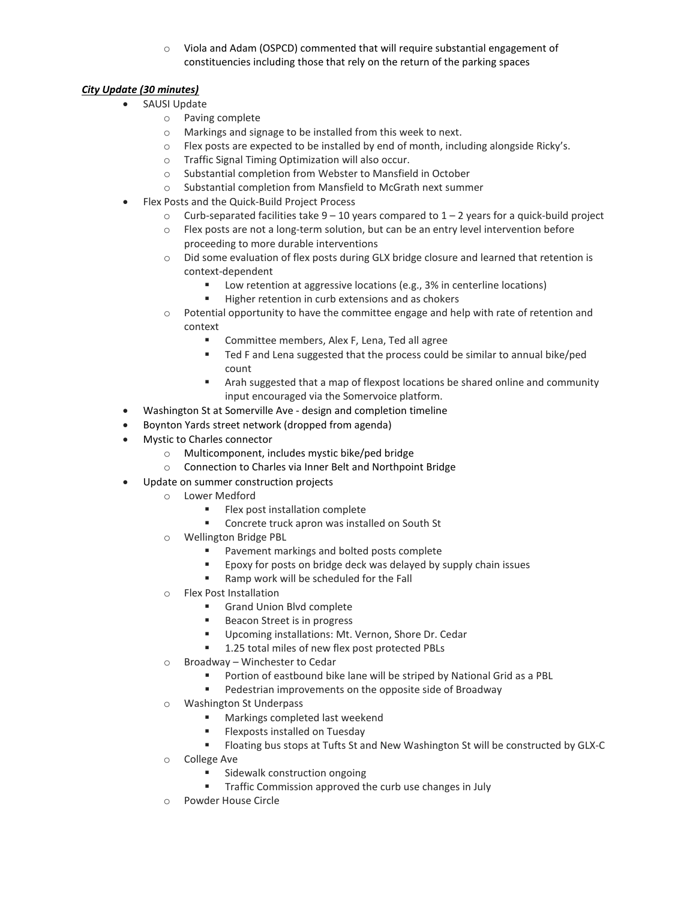- Viola and Adam (OSPCD) commented that will require substantial engagement of constituencies including those that rely on the return of the parking spaces

***City Update (30 minutes)***

- SAUSI Update
  - Paving complete
  - Markings and signage to be installed from this week to next.
  - Flex posts are expected to be installed by end of month, including alongside Ricky's.
  - Traffic Signal Timing Optimization will also occur.
  - Substantial completion from Webster to Mansfield in October
  - Substantial completion from Mansfield to McGrath next summer
- Flex Posts and the Quick-Build Project Process
  - Curb-separated facilities take 9 – 10 years compared to 1 – 2 years for a quick-build project
  - Flex posts are not a long-term solution, but can be an entry level intervention before proceeding to more durable interventions
  - Did some evaluation of flex posts during GLX bridge closure and learned that retention is context-dependent
    - Low retention at aggressive locations (e.g., 3% in centerline locations)
    - Higher retention in curb extensions and as chokers
  - Potential opportunity to have the committee engage and help with rate of retention and context
    - Committee members, Alex F, Lena, Ted all agree
    - Ted F and Lena suggested that the process could be similar to annual bike/ped count
    - Arah suggested that a map of flexpost locations be shared online and community input encouraged via the Somervoice platform.
- Washington St at Somerville Ave - design and completion timeline
- Boynton Yards street network (dropped from agenda)
- Mystic to Charles connector
  - Multicomponent, includes mystic bike/ped bridge
  - Connection to Charles via Inner Belt and Northpoint Bridge
- Update on summer construction projects
  - Lower Medford
    - Flex post installation complete
    - Concrete truck apron was installed on South St
  - Wellington Bridge PBL
    - Pavement markings and bolted posts complete
    - Epoxy for posts on bridge deck was delayed by supply chain issues
    - Ramp work will be scheduled for the Fall
  - Flex Post Installation
    - Grand Union Blvd complete
    - Beacon Street is in progress
    - Upcoming installations: Mt. Vernon, Shore Dr. Cedar
    - 1.25 total miles of new flex post protected PBLs
  - Broadway – Winchester to Cedar
    - Portion of eastbound bike lane will be striped by National Grid as a PBL
    - Pedestrian improvements on the opposite side of Broadway
  - Washington St Underpass
    - Markings completed last weekend
    - Flexposts installed on Tuesday
    - Floating bus stops at Tufts St and New Washington St will be constructed by GLX-C
  - College Ave
    - Sidewalk construction ongoing
    - Traffic Commission approved the curb use changes in July
  - Powder House Circle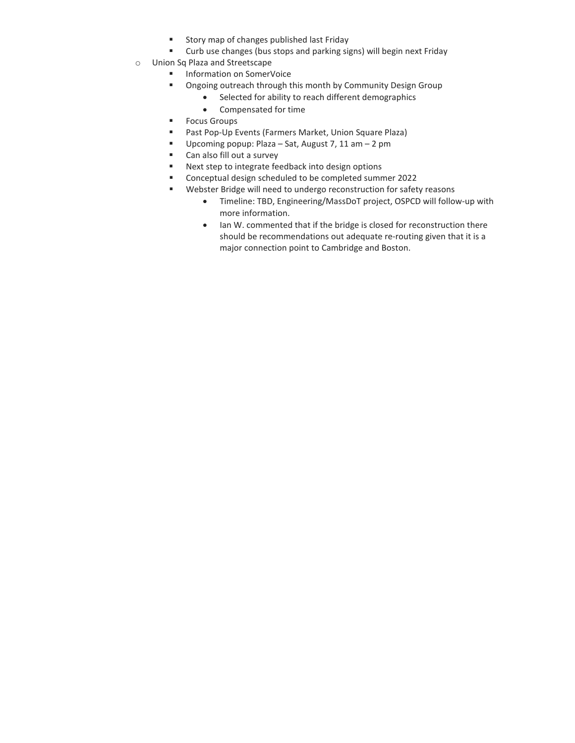- Story map of changes published last Friday
    - Curb use changes (bus stops and parking signs) will begin next Friday
- Union Sq Plaza and Streetscape
    - Information on SomerVoice
    - Ongoing outreach through this month by Community Design Group
        - Selected for ability to reach different demographics
        - Compensated for time
    - Focus Groups
    - Past Pop-Up Events (Farmers Market, Union Square Plaza)
    - Upcoming popup: Plaza – Sat, August 7, 11 am – 2 pm
    - Can also fill out a survey
    - Next step to integrate feedback into design options
    - Conceptual design scheduled to be completed summer 2022
    - Webster Bridge will need to undergo reconstruction for safety reasons
        - Timeline: TBD, Engineering/MassDoT project, OSPCD will follow-up with more information.
        - Ian W. commented that if the bridge is closed for reconstruction there should be recommendations out adequate re-routing given that it is a major connection point to Cambridge and Boston.